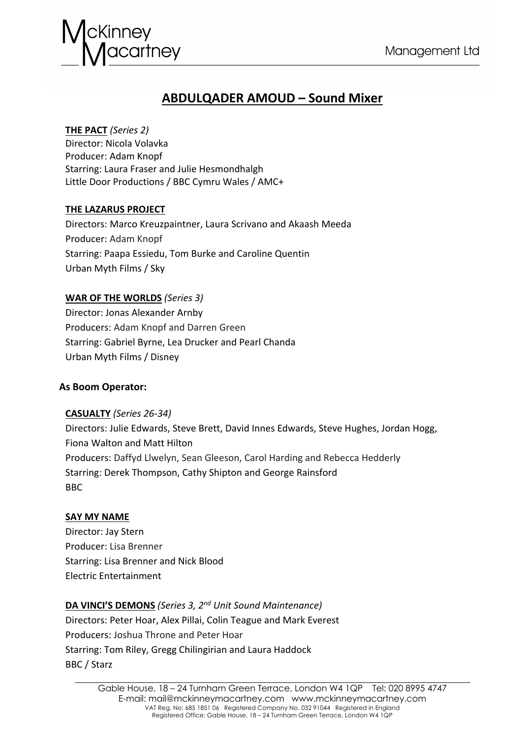# ABDULQADER AMOUD – Sound Mixer

**THE PACT** *(Series 2)*
Director: Nicola Volavka
Producer: Adam Knopf
Starring: Laura Fraser and Julie Hesmondhalgh
Little Door Productions / BBC Cymru Wales / AMC+

**THE LAZARUS PROJECT**
Directors: Marco Kreuzpaintner, Laura Scrivano and Akaash Meeda
Producer: Adam Knopf
Starring: Paapa Essiedu, Tom Burke and Caroline Quentin
Urban Myth Films / Sky

**WAR OF THE WORLDS** *(Series 3)*
Director: Jonas Alexander Arnby
Producers: Adam Knopf and Darren Green
Starring: Gabriel Byrne, Lea Drucker and Pearl Chanda
Urban Myth Films / Disney

**As Boom Operator:**

**CASUALTY** *(Series 26-34)*
Directors: Julie Edwards, Steve Brett, David Innes Edwards, Steve Hughes, Jordan Hogg, Fiona Walton and Matt Hilton
Producers: Daffyd Llwelyn, Sean Gleeson, Carol Harding and Rebecca Hedderly
Starring: Derek Thompson, Cathy Shipton and George Rainsford
BBC

**SAY MY NAME**
Director: Jay Stern
Producer: Lisa Brenner
Starring: Lisa Brenner and Nick Blood
Electric Entertainment

**DA VINCI'S DEMONS** *(Series 3, 2nd Unit Sound Maintenance)*
Directors: Peter Hoar, Alex Pillai, Colin Teague and Mark Everest
Producers: Joshua Throne and Peter Hoar
Starring: Tom Riley, Gregg Chilingirian and Laura Haddock
BBC / Starz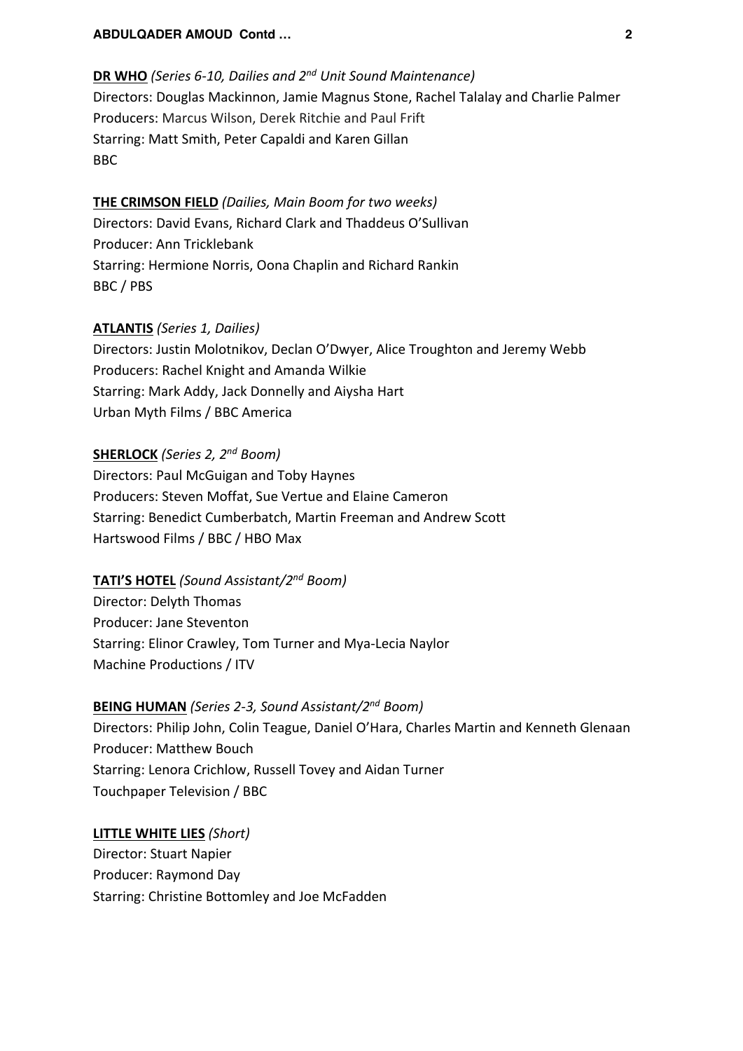**DR WHO** *(Series 6-10, Dailies and 2nd Unit Sound Maintenance)*
Directors: Douglas Mackinnon, Jamie Magnus Stone, Rachel Talalay and Charlie Palmer
Producers: Marcus Wilson, Derek Ritchie and Paul Frift
Starring: Matt Smith, Peter Capaldi and Karen Gillan
BBC

**THE CRIMSON FIELD** *(Dailies, Main Boom for two weeks)*
Directors: David Evans, Richard Clark and Thaddeus O'Sullivan
Producer: Ann Tricklebank
Starring: Hermione Norris, Oona Chaplin and Richard Rankin
BBC / PBS

**ATLANTIS** *(Series 1, Dailies)*
Directors: Justin Molotnikov, Declan O'Dwyer, Alice Troughton and Jeremy Webb
Producers: Rachel Knight and Amanda Wilkie
Starring: Mark Addy, Jack Donnelly and Aiysha Hart
Urban Myth Films / BBC America

**SHERLOCK** *(Series 2, 2nd Boom)*
Directors: Paul McGuigan and Toby Haynes
Producers: Steven Moffat, Sue Vertue and Elaine Cameron
Starring: Benedict Cumberbatch, Martin Freeman and Andrew Scott
Hartswood Films / BBC / HBO Max

**TATI'S HOTEL** *(Sound Assistant/2nd Boom)*
Director: Delyth Thomas
Producer: Jane Steventon
Starring: Elinor Crawley, Tom Turner and Mya-Lecia Naylor
Machine Productions / ITV

**BEING HUMAN** *(Series 2-3, Sound Assistant/2nd Boom)*
Directors: Philip John, Colin Teague, Daniel O'Hara, Charles Martin and Kenneth Glenaan
Producer: Matthew Bouch
Starring: Lenora Crichlow, Russell Tovey and Aidan Turner
Touchpaper Television / BBC

**LITTLE WHITE LIES** *(Short)*
Director: Stuart Napier
Producer: Raymond Day
Starring: Christine Bottomley and Joe McFadden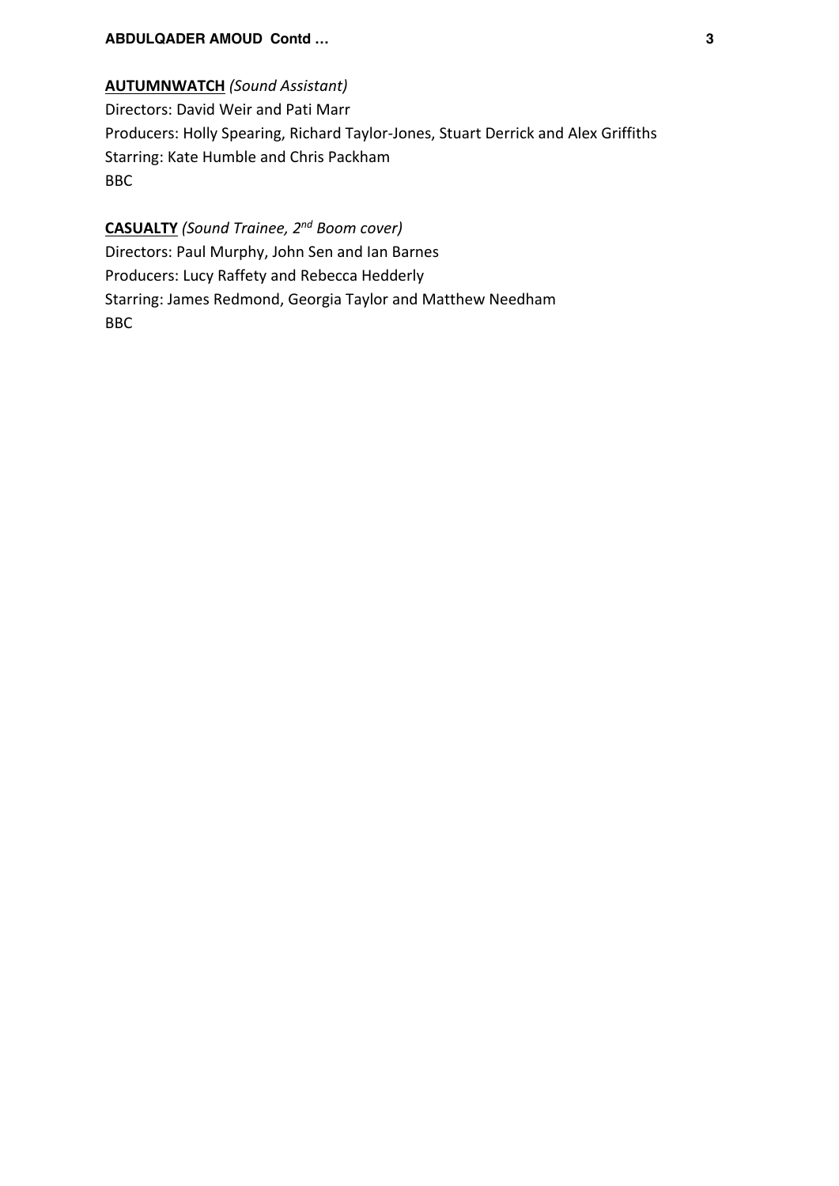**AUTUMNWATCH** *(Sound Assistant)*
Directors: David Weir and Pati Marr
Producers: Holly Spearing, Richard Taylor-Jones, Stuart Derrick and Alex Griffiths
Starring: Kate Humble and Chris Packham
BBC

**CASUALTY** *(Sound Trainee, 2nd Boom cover)*
Directors: Paul Murphy, John Sen and Ian Barnes
Producers: Lucy Raffety and Rebecca Hedderly
Starring: James Redmond, Georgia Taylor and Matthew Needham
BBC